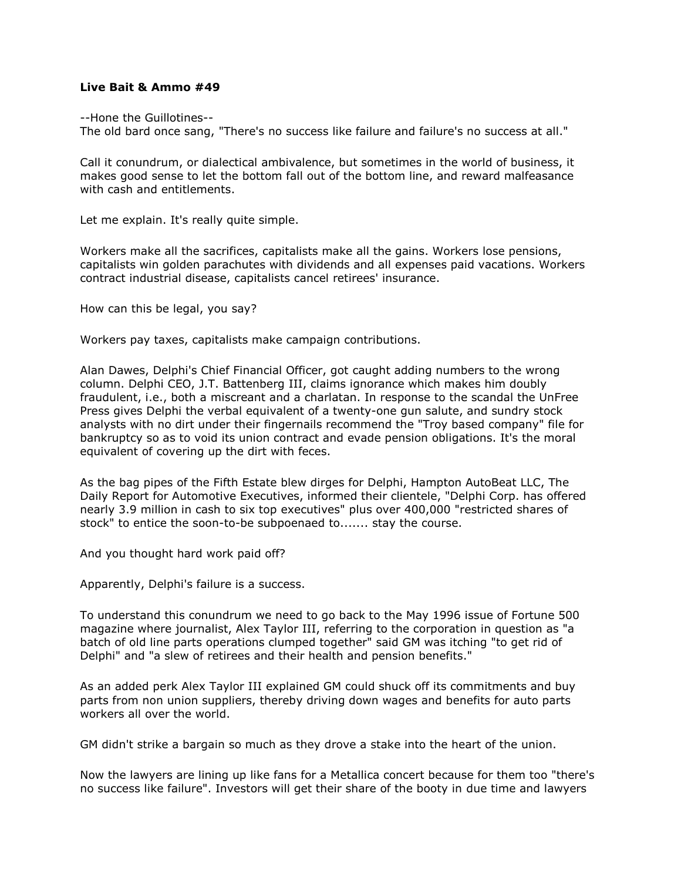**Live Bait & Ammo #49**

--Hone the Guillotines--
The old bard once sang, "There's no success like failure and failure's no success at all."

Call it conundrum, or dialectical ambivalence, but sometimes in the world of business, it makes good sense to let the bottom fall out of the bottom line, and reward malfeasance with cash and entitlements.

Let me explain. It's really quite simple.

Workers make all the sacrifices, capitalists make all the gains. Workers lose pensions, capitalists win golden parachutes with dividends and all expenses paid vacations. Workers contract industrial disease, capitalists cancel retirees' insurance.

How can this be legal, you say?

Workers pay taxes, capitalists make campaign contributions.

Alan Dawes, Delphi's Chief Financial Officer, got caught adding numbers to the wrong column. Delphi CEO, J.T. Battenberg III, claims ignorance which makes him doubly fraudulent, i.e., both a miscreant and a charlatan. In response to the scandal the UnFree Press gives Delphi the verbal equivalent of a twenty-one gun salute, and sundry stock analysts with no dirt under their fingernails recommend the "Troy based company" file for bankruptcy so as to void its union contract and evade pension obligations. It's the moral equivalent of covering up the dirt with feces.

As the bag pipes of the Fifth Estate blew dirges for Delphi, Hampton AutoBeat LLC, The Daily Report for Automotive Executives, informed their clientele, "Delphi Corp. has offered nearly 3.9 million in cash to six top executives" plus over 400,000 "restricted shares of stock" to entice the soon-to-be subpoenaed to....... stay the course.

And you thought hard work paid off?

Apparently, Delphi's failure is a success.

To understand this conundrum we need to go back to the May 1996 issue of Fortune 500 magazine where journalist, Alex Taylor III, referring to the corporation in question as "a batch of old line parts operations clumped together" said GM was itching "to get rid of Delphi" and "a slew of retirees and their health and pension benefits."

As an added perk Alex Taylor III explained GM could shuck off its commitments and buy parts from non union suppliers, thereby driving down wages and benefits for auto parts workers all over the world.

GM didn't strike a bargain so much as they drove a stake into the heart of the union.

Now the lawyers are lining up like fans for a Metallica concert because for them too "there's no success like failure". Investors will get their share of the booty in due time and lawyers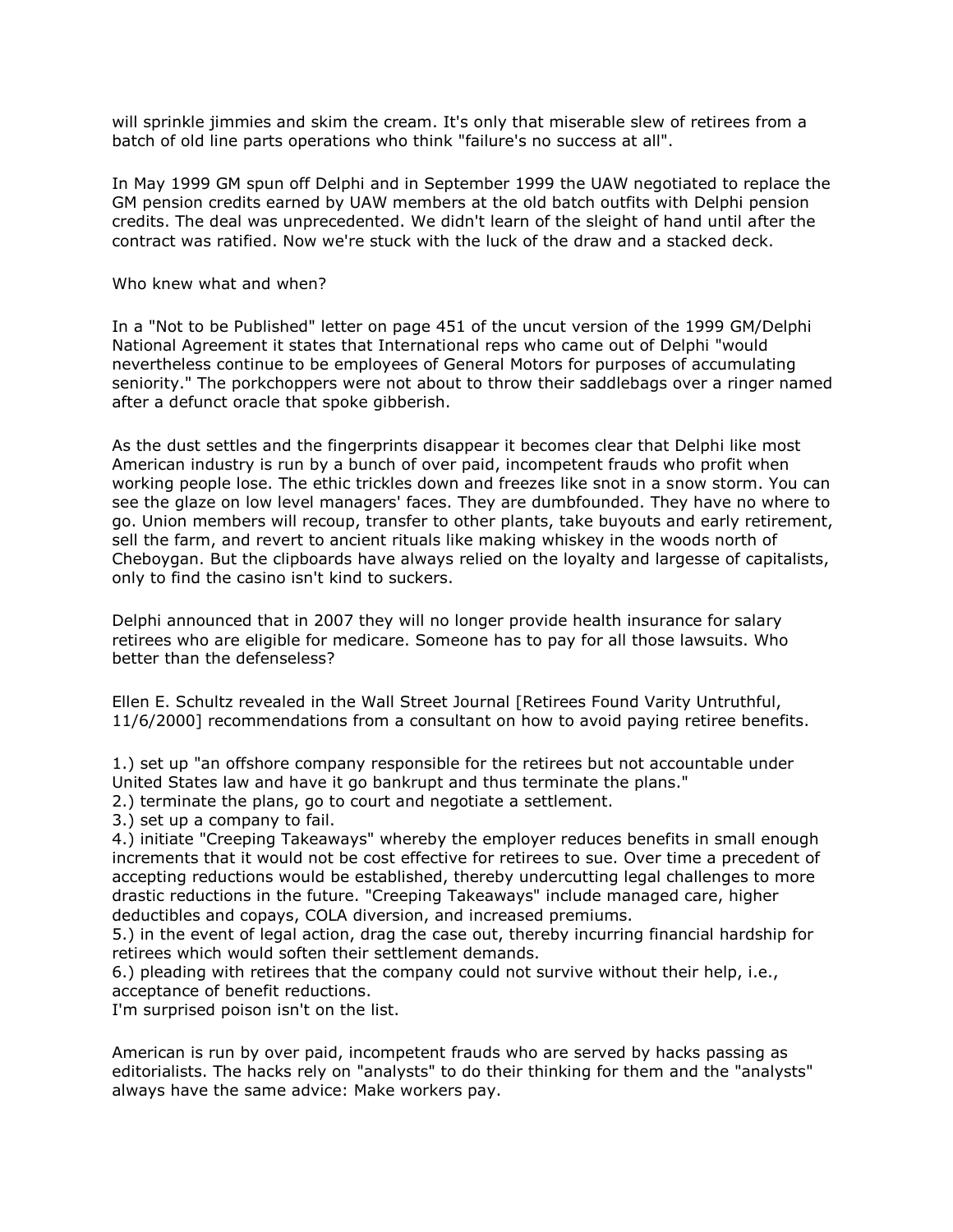will sprinkle jimmies and skim the cream. It's only that miserable slew of retirees from a batch of old line parts operations who think "failure's no success at all".

In May 1999 GM spun off Delphi and in September 1999 the UAW negotiated to replace the GM pension credits earned by UAW members at the old batch outfits with Delphi pension credits. The deal was unprecedented. We didn't learn of the sleight of hand until after the contract was ratified. Now we're stuck with the luck of the draw and a stacked deck.

Who knew what and when?

In a "Not to be Published" letter on page 451 of the uncut version of the 1999 GM/Delphi National Agreement it states that International reps who came out of Delphi "would nevertheless continue to be employees of General Motors for purposes of accumulating seniority." The porkchoppers were not about to throw their saddlebags over a ringer named after a defunct oracle that spoke gibberish.

As the dust settles and the fingerprints disappear it becomes clear that Delphi like most American industry is run by a bunch of over paid, incompetent frauds who profit when working people lose. The ethic trickles down and freezes like snot in a snow storm. You can see the glaze on low level managers' faces. They are dumbfounded. They have no where to go. Union members will recoup, transfer to other plants, take buyouts and early retirement, sell the farm, and revert to ancient rituals like making whiskey in the woods north of Cheboygan. But the clipboards have always relied on the loyalty and largesse of capitalists, only to find the casino isn't kind to suckers.

Delphi announced that in 2007 they will no longer provide health insurance for salary retirees who are eligible for medicare. Someone has to pay for all those lawsuits. Who better than the defenseless?

Ellen E. Schultz revealed in the Wall Street Journal [Retirees Found Varity Untruthful, 11/6/2000] recommendations from a consultant on how to avoid paying retiree benefits.

1.) set up "an offshore company responsible for the retirees but not accountable under United States law and have it go bankrupt and thus terminate the plans."
2.) terminate the plans, go to court and negotiate a settlement.
3.) set up a company to fail.
4.) initiate "Creeping Takeaways" whereby the employer reduces benefits in small enough increments that it would not be cost effective for retirees to sue. Over time a precedent of accepting reductions would be established, thereby undercutting legal challenges to more drastic reductions in the future. "Creeping Takeaways" include managed care, higher deductibles and copays, COLA diversion, and increased premiums.
5.) in the event of legal action, drag the case out, thereby incurring financial hardship for retirees which would soften their settlement demands.
6.) pleading with retirees that the company could not survive without their help, i.e., acceptance of benefit reductions.
I'm surprised poison isn't on the list.

American is run by over paid, incompetent frauds who are served by hacks passing as editorialists. The hacks rely on "analysts" to do their thinking for them and the "analysts" always have the same advice: Make workers pay.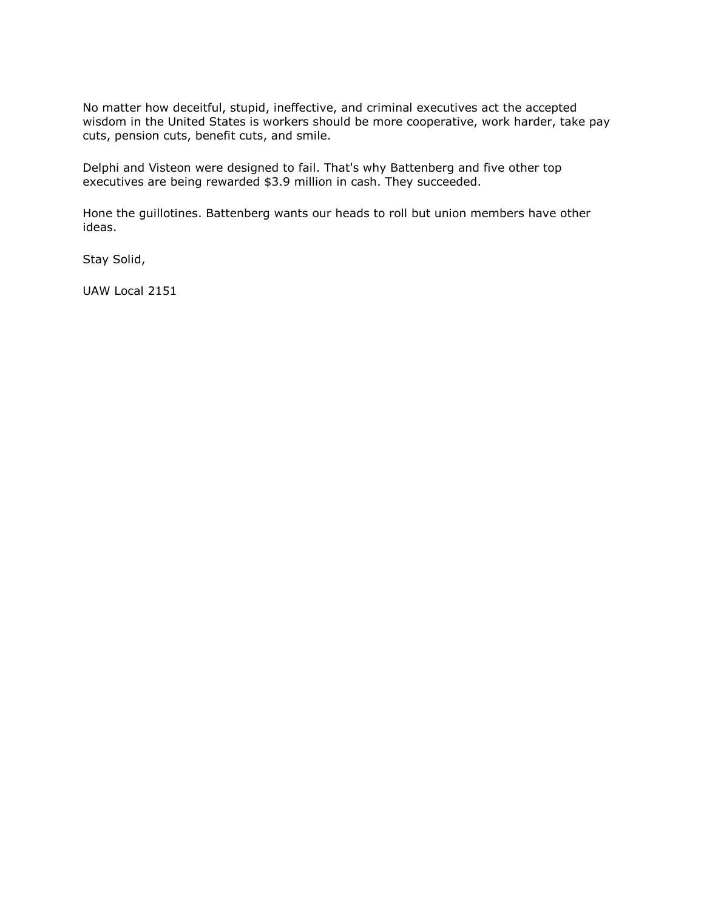No matter how deceitful, stupid, ineffective, and criminal executives act the accepted wisdom in the United States is workers should be more cooperative, work harder, take pay cuts, pension cuts, benefit cuts, and smile.

Delphi and Visteon were designed to fail. That's why Battenberg and five other top executives are being rewarded $3.9 million in cash. They succeeded.

Hone the guillotines. Battenberg wants our heads to roll but union members have other ideas.

Stay Solid,

UAW Local 2151